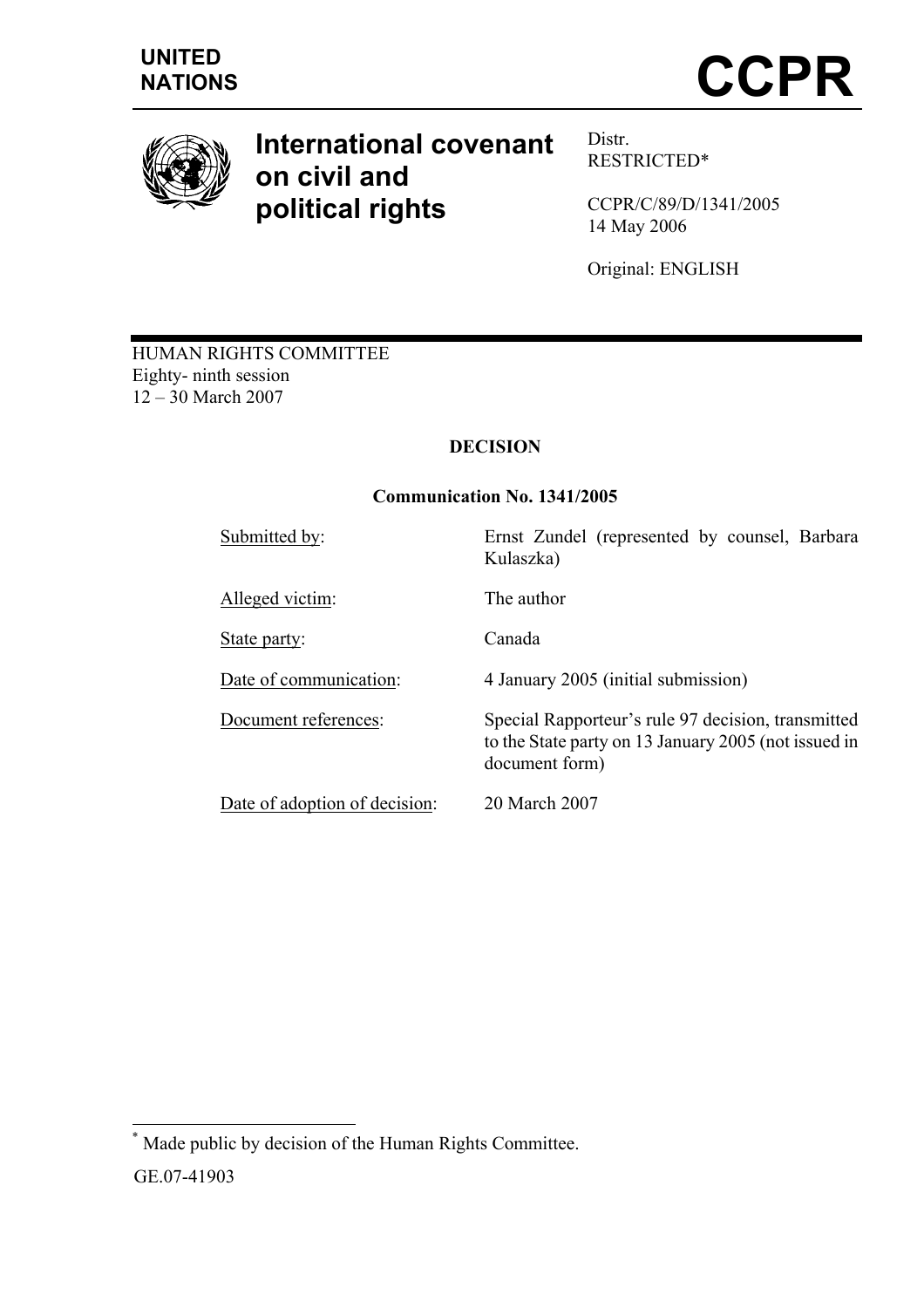UNITED NATIONS

# CCPR

## International covenant on civil and political rights

Distr.
RESTRICTED*

CCPR/C/89/D/1341/2005
14 May 2006

Original: ENGLISH

HUMAN RIGHTS COMMITTEE
Eighty- ninth session
12 – 30 March 2007

**DECISION**

**Communication No. 1341/2005**

| | |
|---|---|
| Submitted by: | Ernst Zundel (represented by counsel, Barbara Kulaszka) |
| Alleged victim: | The author |
| State party: | Canada |
| Date of communication: | 4 January 2005 (initial submission) |
| Document references: | Special Rapporteur's rule 97 decision, transmitted to the State party on 13 January 2005 (not issued in document form) |
| Date of adoption of decision: | 20 March 2007 |

---

* Made public by decision of the Human Rights Committee.

GE.07-41903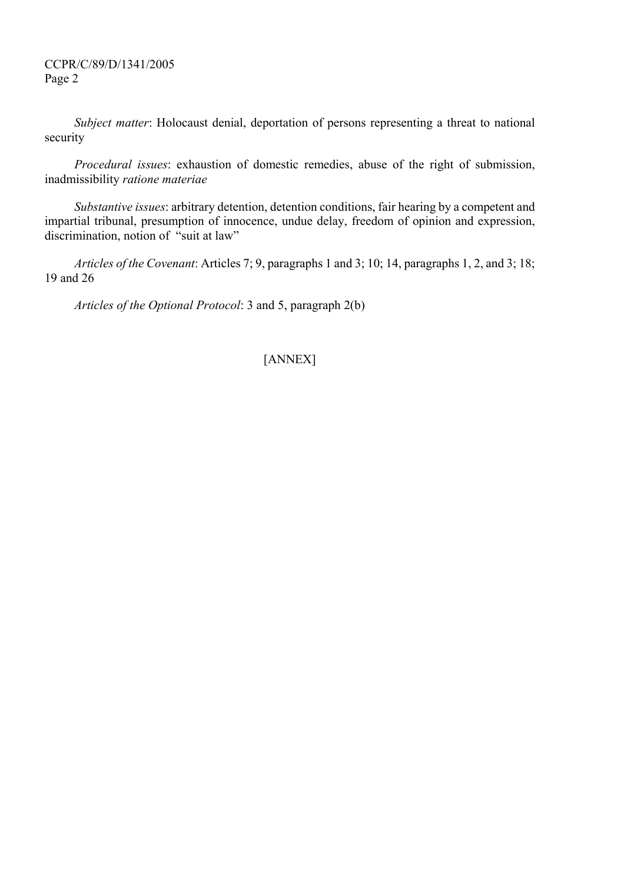*Subject matter*: Holocaust denial, deportation of persons representing a threat to national security

*Procedural issues*: exhaustion of domestic remedies, abuse of the right of submission, inadmissibility *ratione materiae*

*Substantive issues*: arbitrary detention, detention conditions, fair hearing by a competent and impartial tribunal, presumption of innocence, undue delay, freedom of opinion and expression, discrimination, notion of "suit at law"

*Articles of the Covenant*: Articles 7; 9, paragraphs 1 and 3; 10; 14, paragraphs 1, 2, and 3; 18; 19 and 26

*Articles of the Optional Protocol*: 3 and 5, paragraph 2(b)

[ANNEX]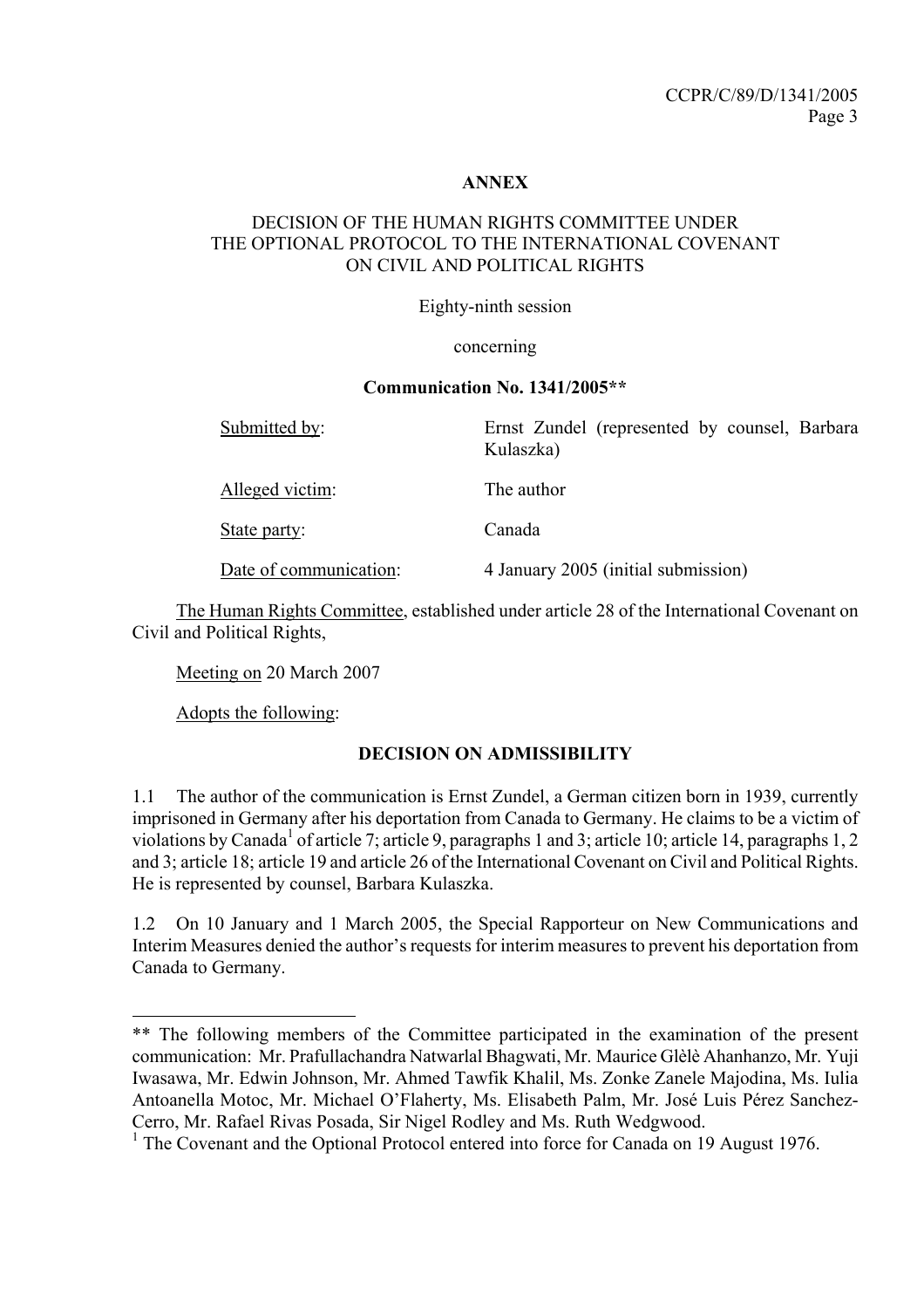**ANNEX**

DECISION OF THE HUMAN RIGHTS COMMITTEE UNDER THE OPTIONAL PROTOCOL TO THE INTERNATIONAL COVENANT ON CIVIL AND POLITICAL RIGHTS

Eighty-ninth session

concerning

**Communication No. 1341/2005**\*\*

| | |
|---|---|
| Submitted by: | Ernst Zundel (represented by counsel, Barbara Kulaszka) |
| Alleged victim: | The author |
| State party: | Canada |
| Date of communication: | 4 January 2005 (initial submission) |

The Human Rights Committee, established under article 28 of the International Covenant on Civil and Political Rights,

Meeting on 20 March 2007

Adopts the following:

**DECISION ON ADMISSIBILITY**

1.1 The author of the communication is Ernst Zundel, a German citizen born in 1939, currently imprisoned in Germany after his deportation from Canada to Germany. He claims to be a victim of violations by Canada[1] of article 7; article 9, paragraphs 1 and 3; article 10; article 14, paragraphs 1, 2 and 3; article 18; article 19 and article 26 of the International Covenant on Civil and Political Rights. He is represented by counsel, Barbara Kulaszka.

1.2 On 10 January and 1 March 2005, the Special Rapporteur on New Communications and Interim Measures denied the author's requests for interim measures to prevent his deportation from Canada to Germany.

---

\*\* The following members of the Committee participated in the examination of the present communication: Mr. Prafullachandra Natwarlal Bhagwati, Mr. Maurice Glèlè Ahanhanzo, Mr. Yuji Iwasawa, Mr. Edwin Johnson, Mr. Ahmed Tawfik Khalil, Ms. Zonke Zanele Majodina, Ms. Iulia Antoanella Motoc, Mr. Michael O'Flaherty, Ms. Elisabeth Palm, Mr. José Luis Pérez Sanchez-Cerro, Mr. Rafael Rivas Posada, Sir Nigel Rodley and Ms. Ruth Wedgwood.

[1] The Covenant and the Optional Protocol entered into force for Canada on 19 August 1976.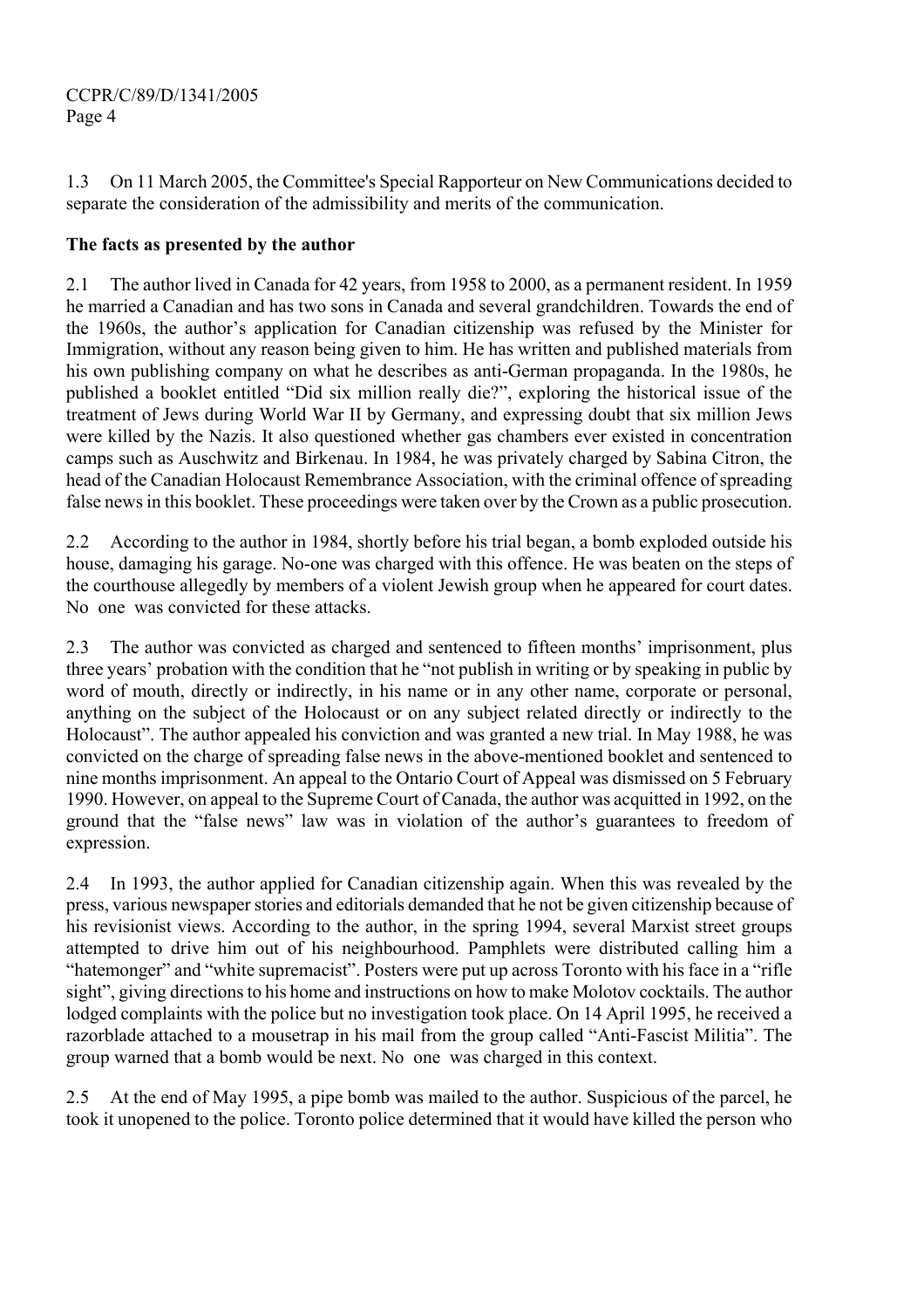1.3 On 11 March 2005, the Committee's Special Rapporteur on New Communications decided to separate the consideration of the admissibility and merits of the communication.

**The facts as presented by the author**

2.1 The author lived in Canada for 42 years, from 1958 to 2000, as a permanent resident. In 1959 he married a Canadian and has two sons in Canada and several grandchildren. Towards the end of the 1960s, the author's application for Canadian citizenship was refused by the Minister for Immigration, without any reason being given to him. He has written and published materials from his own publishing company on what he describes as anti-German propaganda. In the 1980s, he published a booklet entitled "Did six million really die?", exploring the historical issue of the treatment of Jews during World War II by Germany, and expressing doubt that six million Jews were killed by the Nazis. It also questioned whether gas chambers ever existed in concentration camps such as Auschwitz and Birkenau. In 1984, he was privately charged by Sabina Citron, the head of the Canadian Holocaust Remembrance Association, with the criminal offence of spreading false news in this booklet. These proceedings were taken over by the Crown as a public prosecution.

2.2 According to the author in 1984, shortly before his trial began, a bomb exploded outside his house, damaging his garage. No-one was charged with this offence. He was beaten on the steps of the courthouse allegedly by members of a violent Jewish group when he appeared for court dates. No one was convicted for these attacks.

2.3 The author was convicted as charged and sentenced to fifteen months' imprisonment, plus three years' probation with the condition that he "not publish in writing or by speaking in public by word of mouth, directly or indirectly, in his name or in any other name, corporate or personal, anything on the subject of the Holocaust or on any subject related directly or indirectly to the Holocaust". The author appealed his conviction and was granted a new trial. In May 1988, he was convicted on the charge of spreading false news in the above-mentioned booklet and sentenced to nine months imprisonment. An appeal to the Ontario Court of Appeal was dismissed on 5 February 1990. However, on appeal to the Supreme Court of Canada, the author was acquitted in 1992, on the ground that the "false news" law was in violation of the author's guarantees to freedom of expression.

2.4 In 1993, the author applied for Canadian citizenship again. When this was revealed by the press, various newspaper stories and editorials demanded that he not be given citizenship because of his revisionist views. According to the author, in the spring 1994, several Marxist street groups attempted to drive him out of his neighbourhood. Pamphlets were distributed calling him a "hatemonger" and "white supremacist". Posters were put up across Toronto with his face in a "rifle sight", giving directions to his home and instructions on how to make Molotov cocktails. The author lodged complaints with the police but no investigation took place. On 14 April 1995, he received a razorblade attached to a mousetrap in his mail from the group called "Anti-Fascist Militia". The group warned that a bomb would be next. No one was charged in this context.

2.5 At the end of May 1995, a pipe bomb was mailed to the author. Suspicious of the parcel, he took it unopened to the police. Toronto police determined that it would have killed the person who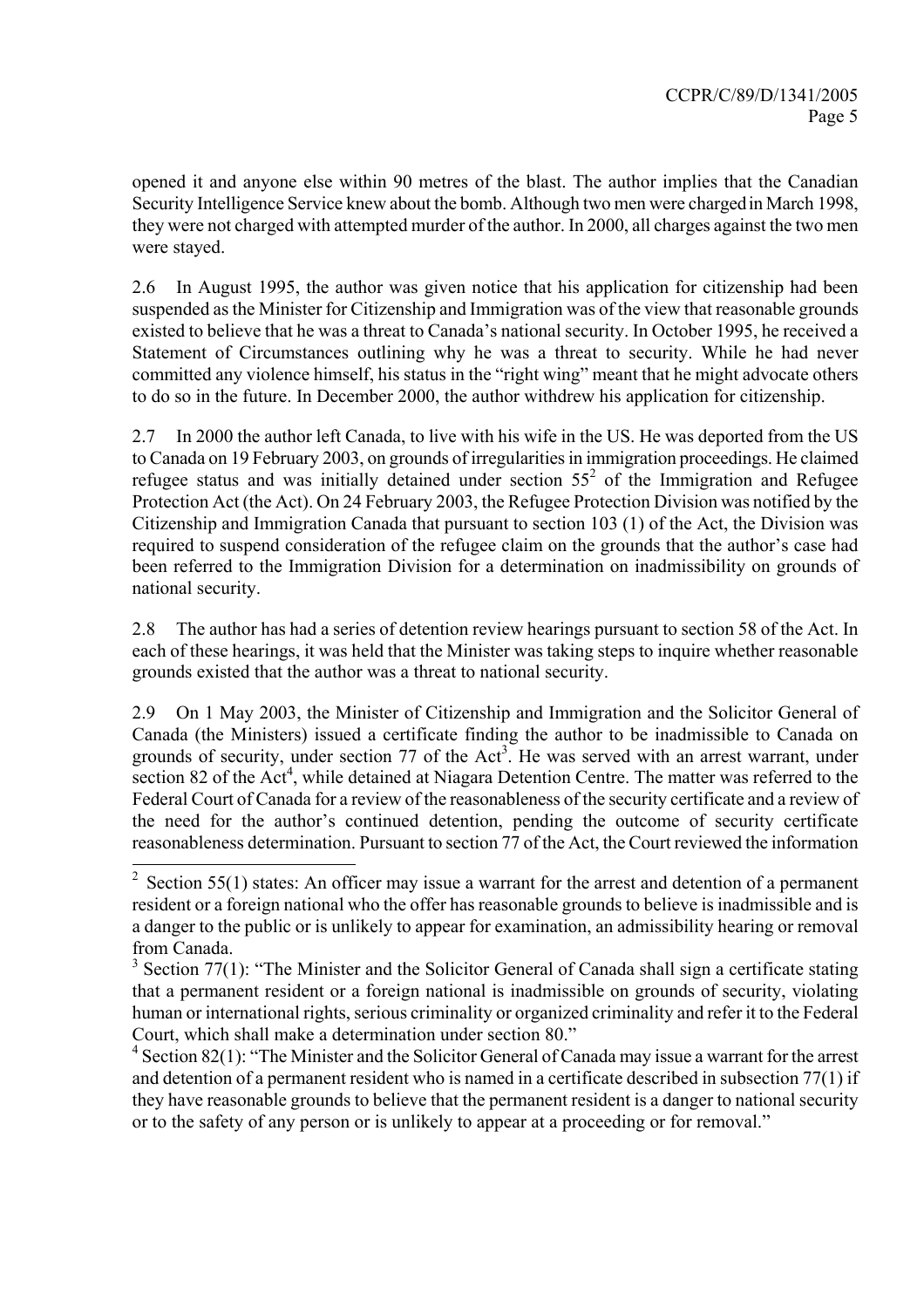opened it and anyone else within 90 metres of the blast. The author implies that the Canadian Security Intelligence Service knew about the bomb. Although two men were charged in March 1998, they were not charged with attempted murder of the author. In 2000, all charges against the two men were stayed.

2.6 In August 1995, the author was given notice that his application for citizenship had been suspended as the Minister for Citizenship and Immigration was of the view that reasonable grounds existed to believe that he was a threat to Canada's national security. In October 1995, he received a Statement of Circumstances outlining why he was a threat to security. While he had never committed any violence himself, his status in the "right wing" meant that he might advocate others to do so in the future. In December 2000, the author withdrew his application for citizenship.

2.7 In 2000 the author left Canada, to live with his wife in the US. He was deported from the US to Canada on 19 February 2003, on grounds of irregularities in immigration proceedings. He claimed refugee status and was initially detained under section 55[2] of the Immigration and Refugee Protection Act (the Act). On 24 February 2003, the Refugee Protection Division was notified by the Citizenship and Immigration Canada that pursuant to section 103 (1) of the Act, the Division was required to suspend consideration of the refugee claim on the grounds that the author's case had been referred to the Immigration Division for a determination on inadmissibility on grounds of national security.

2.8 The author has had a series of detention review hearings pursuant to section 58 of the Act. In each of these hearings, it was held that the Minister was taking steps to inquire whether reasonable grounds existed that the author was a threat to national security.

2.9 On 1 May 2003, the Minister of Citizenship and Immigration and the Solicitor General of Canada (the Ministers) issued a certificate finding the author to be inadmissible to Canada on grounds of security, under section 77 of the Act[3]. He was served with an arrest warrant, under section 82 of the Act[4], while detained at Niagara Detention Centre. The matter was referred to the Federal Court of Canada for a review of the reasonableness of the security certificate and a review of the need for the author's continued detention, pending the outcome of security certificate reasonableness determination. Pursuant to section 77 of the Act, the Court reviewed the information

---

[2] Section 55(1) states: An officer may issue a warrant for the arrest and detention of a permanent resident or a foreign national who the offer has reasonable grounds to believe is inadmissible and is a danger to the public or is unlikely to appear for examination, an admissibility hearing or removal from Canada.

[3] Section 77(1): "The Minister and the Solicitor General of Canada shall sign a certificate stating that a permanent resident or a foreign national is inadmissible on grounds of security, violating human or international rights, serious criminality or organized criminality and refer it to the Federal Court, which shall make a determination under section 80."

[4] Section 82(1): "The Minister and the Solicitor General of Canada may issue a warrant for the arrest and detention of a permanent resident who is named in a certificate described in subsection 77(1) if they have reasonable grounds to believe that the permanent resident is a danger to national security or to the safety of any person or is unlikely to appear at a proceeding or for removal."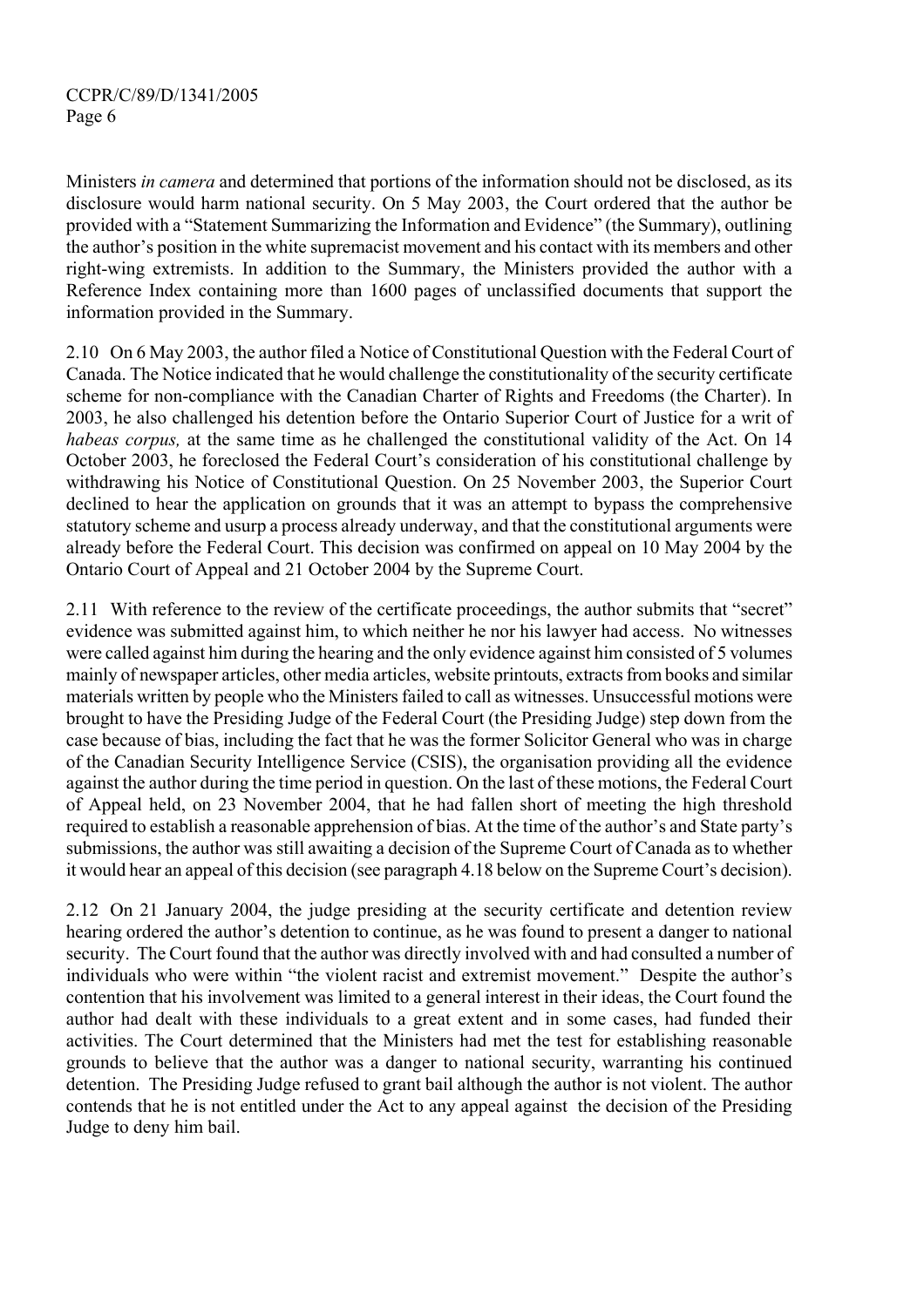Ministers *in camera* and determined that portions of the information should not be disclosed, as its disclosure would harm national security. On 5 May 2003, the Court ordered that the author be provided with a "Statement Summarizing the Information and Evidence" (the Summary), outlining the author's position in the white supremacist movement and his contact with its members and other right-wing extremists. In addition to the Summary, the Ministers provided the author with a Reference Index containing more than 1600 pages of unclassified documents that support the information provided in the Summary.

2.10 On 6 May 2003, the author filed a Notice of Constitutional Question with the Federal Court of Canada. The Notice indicated that he would challenge the constitutionality of the security certificate scheme for non-compliance with the Canadian Charter of Rights and Freedoms (the Charter). In 2003, he also challenged his detention before the Ontario Superior Court of Justice for a writ of *habeas corpus,* at the same time as he challenged the constitutional validity of the Act. On 14 October 2003, he foreclosed the Federal Court's consideration of his constitutional challenge by withdrawing his Notice of Constitutional Question. On 25 November 2003, the Superior Court declined to hear the application on grounds that it was an attempt to bypass the comprehensive statutory scheme and usurp a process already underway, and that the constitutional arguments were already before the Federal Court. This decision was confirmed on appeal on 10 May 2004 by the Ontario Court of Appeal and 21 October 2004 by the Supreme Court.

2.11 With reference to the review of the certificate proceedings, the author submits that "secret" evidence was submitted against him, to which neither he nor his lawyer had access. No witnesses were called against him during the hearing and the only evidence against him consisted of 5 volumes mainly of newspaper articles, other media articles, website printouts, extracts from books and similar materials written by people who the Ministers failed to call as witnesses. Unsuccessful motions were brought to have the Presiding Judge of the Federal Court (the Presiding Judge) step down from the case because of bias, including the fact that he was the former Solicitor General who was in charge of the Canadian Security Intelligence Service (CSIS), the organisation providing all the evidence against the author during the time period in question. On the last of these motions, the Federal Court of Appeal held, on 23 November 2004, that he had fallen short of meeting the high threshold required to establish a reasonable apprehension of bias. At the time of the author's and State party's submissions, the author was still awaiting a decision of the Supreme Court of Canada as to whether it would hear an appeal of this decision (see paragraph 4.18 below on the Supreme Court's decision).

2.12 On 21 January 2004, the judge presiding at the security certificate and detention review hearing ordered the author's detention to continue, as he was found to present a danger to national security. The Court found that the author was directly involved with and had consulted a number of individuals who were within "the violent racist and extremist movement." Despite the author's contention that his involvement was limited to a general interest in their ideas, the Court found the author had dealt with these individuals to a great extent and in some cases, had funded their activities. The Court determined that the Ministers had met the test for establishing reasonable grounds to believe that the author was a danger to national security, warranting his continued detention. The Presiding Judge refused to grant bail although the author is not violent. The author contends that he is not entitled under the Act to any appeal against the decision of the Presiding Judge to deny him bail.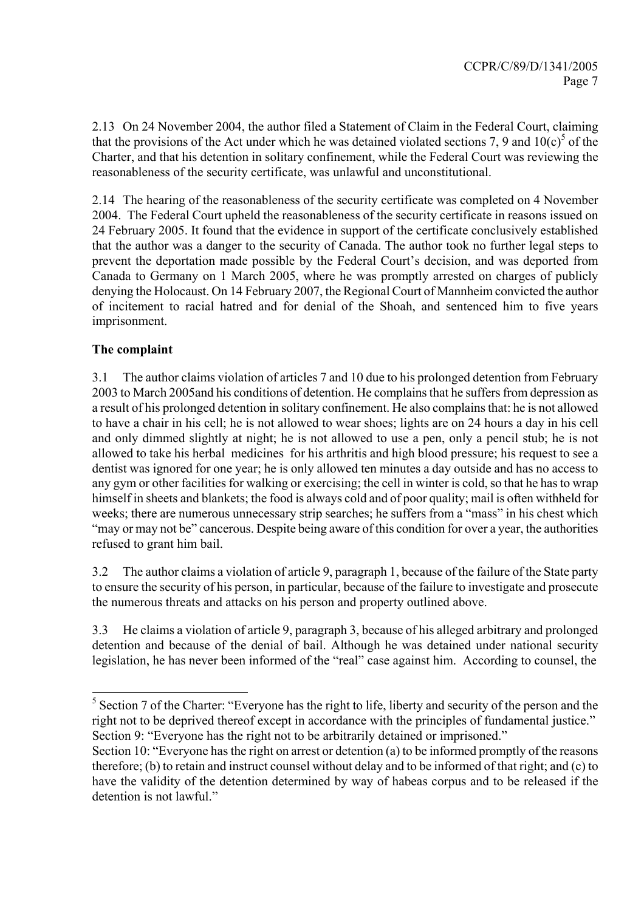2.13 On 24 November 2004, the author filed a Statement of Claim in the Federal Court, claiming that the provisions of the Act under which he was detained violated sections 7, 9 and 10(c)[5] of the Charter, and that his detention in solitary confinement, while the Federal Court was reviewing the reasonableness of the security certificate, was unlawful and unconstitutional.

2.14 The hearing of the reasonableness of the security certificate was completed on 4 November 2004. The Federal Court upheld the reasonableness of the security certificate in reasons issued on 24 February 2005. It found that the evidence in support of the certificate conclusively established that the author was a danger to the security of Canada. The author took no further legal steps to prevent the deportation made possible by the Federal Court's decision, and was deported from Canada to Germany on 1 March 2005, where he was promptly arrested on charges of publicly denying the Holocaust. On 14 February 2007, the Regional Court of Mannheim convicted the author of incitement to racial hatred and for denial of the Shoah, and sentenced him to five years imprisonment.

**The complaint**

3.1 The author claims violation of articles 7 and 10 due to his prolonged detention from February 2003 to March 2005and his conditions of detention. He complains that he suffers from depression as a result of his prolonged detention in solitary confinement. He also complains that: he is not allowed to have a chair in his cell; he is not allowed to wear shoes; lights are on 24 hours a day in his cell and only dimmed slightly at night; he is not allowed to use a pen, only a pencil stub; he is not allowed to take his herbal medicines for his arthritis and high blood pressure; his request to see a dentist was ignored for one year; he is only allowed ten minutes a day outside and has no access to any gym or other facilities for walking or exercising; the cell in winter is cold, so that he has to wrap himself in sheets and blankets; the food is always cold and of poor quality; mail is often withheld for weeks; there are numerous unnecessary strip searches; he suffers from a "mass" in his chest which "may or may not be" cancerous. Despite being aware of this condition for over a year, the authorities refused to grant him bail.

3.2 The author claims a violation of article 9, paragraph 1, because of the failure of the State party to ensure the security of his person, in particular, because of the failure to investigate and prosecute the numerous threats and attacks on his person and property outlined above.

3.3 He claims a violation of article 9, paragraph 3, because of his alleged arbitrary and prolonged detention and because of the denial of bail. Although he was detained under national security legislation, he has never been informed of the "real" case against him. According to counsel, the

---

[5] Section 7 of the Charter: "Everyone has the right to life, liberty and security of the person and the right not to be deprived thereof except in accordance with the principles of fundamental justice." Section 9: "Everyone has the right not to be arbitrarily detained or imprisoned."
Section 10: "Everyone has the right on arrest or detention (a) to be informed promptly of the reasons therefore; (b) to retain and instruct counsel without delay and to be informed of that right; and (c) to have the validity of the detention determined by way of habeas corpus and to be released if the detention is not lawful."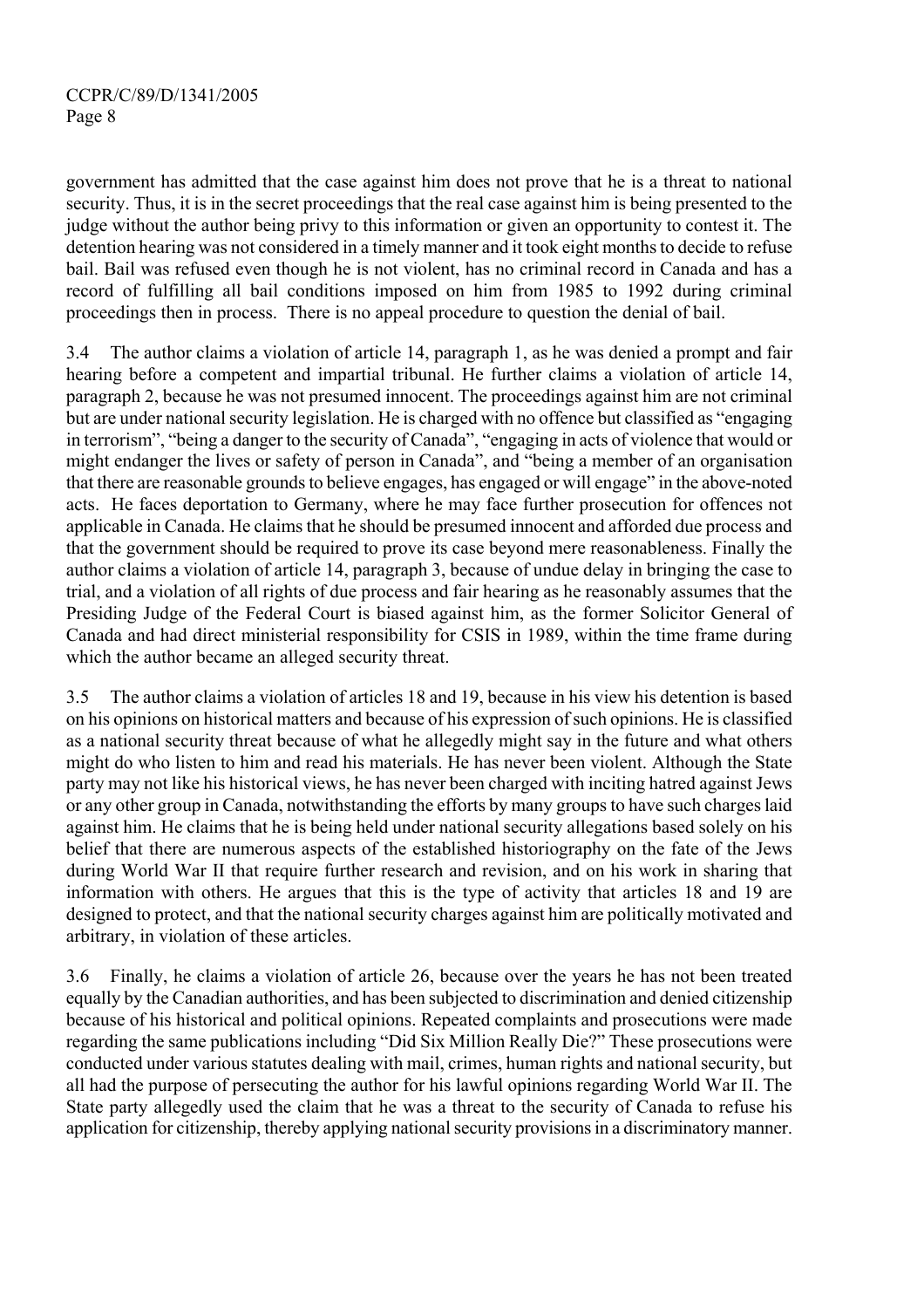government has admitted that the case against him does not prove that he is a threat to national security. Thus, it is in the secret proceedings that the real case against him is being presented to the judge without the author being privy to this information or given an opportunity to contest it. The detention hearing was not considered in a timely manner and it took eight months to decide to refuse bail. Bail was refused even though he is not violent, has no criminal record in Canada and has a record of fulfilling all bail conditions imposed on him from 1985 to 1992 during criminal proceedings then in process. There is no appeal procedure to question the denial of bail.

3.4 The author claims a violation of article 14, paragraph 1, as he was denied a prompt and fair hearing before a competent and impartial tribunal. He further claims a violation of article 14, paragraph 2, because he was not presumed innocent. The proceedings against him are not criminal but are under national security legislation. He is charged with no offence but classified as "engaging in terrorism", "being a danger to the security of Canada", "engaging in acts of violence that would or might endanger the lives or safety of person in Canada", and "being a member of an organisation that there are reasonable grounds to believe engages, has engaged or will engage" in the above-noted acts. He faces deportation to Germany, where he may face further prosecution for offences not applicable in Canada. He claims that he should be presumed innocent and afforded due process and that the government should be required to prove its case beyond mere reasonableness. Finally the author claims a violation of article 14, paragraph 3, because of undue delay in bringing the case to trial, and a violation of all rights of due process and fair hearing as he reasonably assumes that the Presiding Judge of the Federal Court is biased against him, as the former Solicitor General of Canada and had direct ministerial responsibility for CSIS in 1989, within the time frame during which the author became an alleged security threat.

3.5 The author claims a violation of articles 18 and 19, because in his view his detention is based on his opinions on historical matters and because of his expression of such opinions. He is classified as a national security threat because of what he allegedly might say in the future and what others might do who listen to him and read his materials. He has never been violent. Although the State party may not like his historical views, he has never been charged with inciting hatred against Jews or any other group in Canada, notwithstanding the efforts by many groups to have such charges laid against him. He claims that he is being held under national security allegations based solely on his belief that there are numerous aspects of the established historiography on the fate of the Jews during World War II that require further research and revision, and on his work in sharing that information with others. He argues that this is the type of activity that articles 18 and 19 are designed to protect, and that the national security charges against him are politically motivated and arbitrary, in violation of these articles.

3.6 Finally, he claims a violation of article 26, because over the years he has not been treated equally by the Canadian authorities, and has been subjected to discrimination and denied citizenship because of his historical and political opinions. Repeated complaints and prosecutions were made regarding the same publications including "Did Six Million Really Die?" These prosecutions were conducted under various statutes dealing with mail, crimes, human rights and national security, but all had the purpose of persecuting the author for his lawful opinions regarding World War II. The State party allegedly used the claim that he was a threat to the security of Canada to refuse his application for citizenship, thereby applying national security provisions in a discriminatory manner.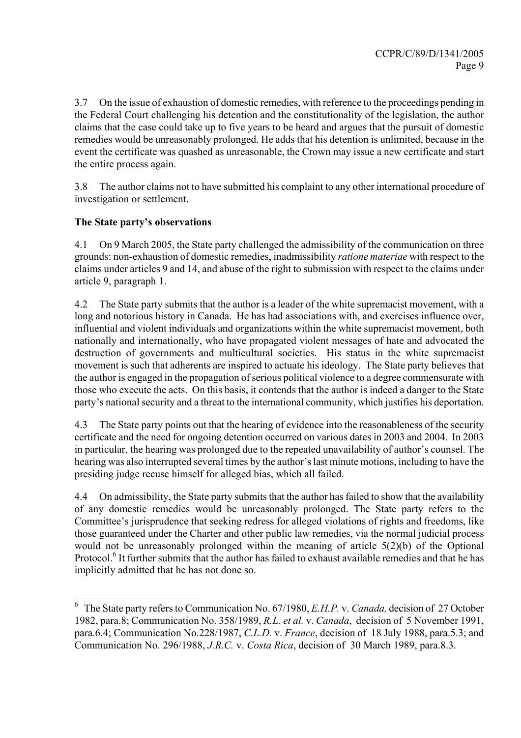3.7 On the issue of exhaustion of domestic remedies, with reference to the proceedings pending in the Federal Court challenging his detention and the constitutionality of the legislation, the author claims that the case could take up to five years to be heard and argues that the pursuit of domestic remedies would be unreasonably prolonged. He adds that his detention is unlimited, because in the event the certificate was quashed as unreasonable, the Crown may issue a new certificate and start the entire process again.

3.8 The author claims not to have submitted his complaint to any other international procedure of investigation or settlement.

**The State party's observations**

4.1 On 9 March 2005, the State party challenged the admissibility of the communication on three grounds: non-exhaustion of domestic remedies, inadmissibility *ratione materiae* with respect to the claims under articles 9 and 14, and abuse of the right to submission with respect to the claims under article 9, paragraph 1.

4.2 The State party submits that the author is a leader of the white supremacist movement, with a long and notorious history in Canada. He has had associations with, and exercises influence over, influential and violent individuals and organizations within the white supremacist movement, both nationally and internationally, who have propagated violent messages of hate and advocated the destruction of governments and multicultural societies. His status in the white supremacist movement is such that adherents are inspired to actuate his ideology. The State party believes that the author is engaged in the propagation of serious political violence to a degree commensurate with those who execute the acts. On this basis, it contends that the author is indeed a danger to the State party's national security and a threat to the international community, which justifies his deportation.

4.3 The State party points out that the hearing of evidence into the reasonableness of the security certificate and the need for ongoing detention occurred on various dates in 2003 and 2004. In 2003 in particular, the hearing was prolonged due to the repeated unavailability of author's counsel. The hearing was also interrupted several times by the author's last minute motions, including to have the presiding judge recuse himself for alleged bias, which all failed.

4.4 On admissibility, the State party submits that the author has failed to show that the availability of any domestic remedies would be unreasonably prolonged. The State party refers to the Committee's jurisprudence that seeking redress for alleged violations of rights and freedoms, like those guaranteed under the Charter and other public law remedies, via the normal judicial process would not be unreasonably prolonged within the meaning of article 5(2)(b) of the Optional Protocol.[6] It further submits that the author has failed to exhaust available remedies and that he has implicitly admitted that he has not done so.

---

[6] The State party refers to Communication No. 67/1980, *E.H.P.* v. *Canada,* decision of 27 October 1982, para.8; Communication No. 358/1989, *R.L. et al.* v. *Canada*, decision of 5 November 1991, para.6.4; Communication No.228/1987, *C.L.D.* v. *France*, decision of 18 July 1988, para.5.3; and Communication No. 296/1988, *J.R.C.* v. *Costa Rica*, decision of 30 March 1989, para.8.3.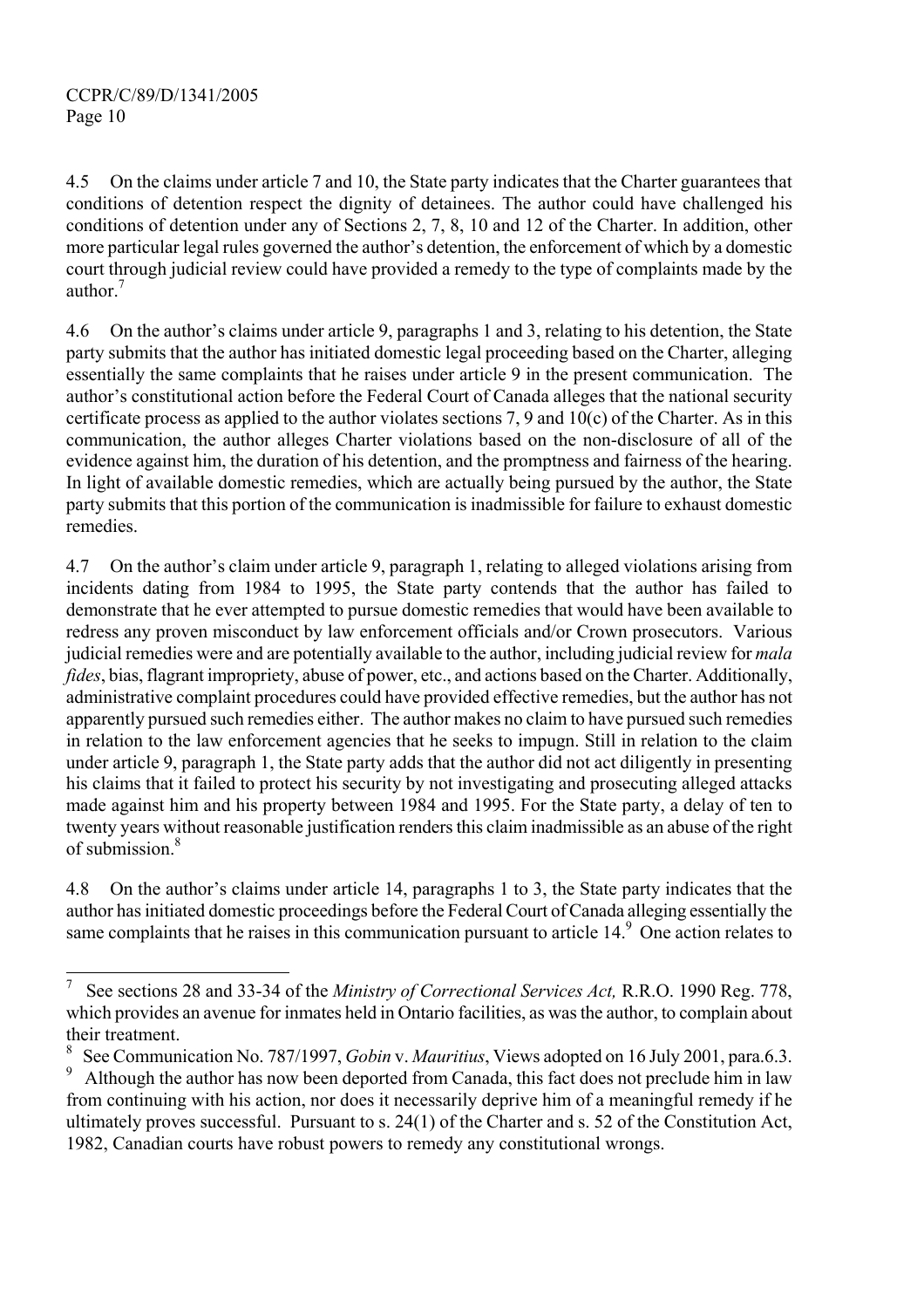4.5 On the claims under article 7 and 10, the State party indicates that the Charter guarantees that conditions of detention respect the dignity of detainees. The author could have challenged his conditions of detention under any of Sections 2, 7, 8, 10 and 12 of the Charter. In addition, other more particular legal rules governed the author's detention, the enforcement of which by a domestic court through judicial review could have provided a remedy to the type of complaints made by the author.[7]

4.6 On the author's claims under article 9, paragraphs 1 and 3, relating to his detention, the State party submits that the author has initiated domestic legal proceeding based on the Charter, alleging essentially the same complaints that he raises under article 9 in the present communication. The author's constitutional action before the Federal Court of Canada alleges that the national security certificate process as applied to the author violates sections 7, 9 and 10(c) of the Charter. As in this communication, the author alleges Charter violations based on the non-disclosure of all of the evidence against him, the duration of his detention, and the promptness and fairness of the hearing. In light of available domestic remedies, which are actually being pursued by the author, the State party submits that this portion of the communication is inadmissible for failure to exhaust domestic remedies.

4.7 On the author's claim under article 9, paragraph 1, relating to alleged violations arising from incidents dating from 1984 to 1995, the State party contends that the author has failed to demonstrate that he ever attempted to pursue domestic remedies that would have been available to redress any proven misconduct by law enforcement officials and/or Crown prosecutors. Various judicial remedies were and are potentially available to the author, including judicial review for *mala fides*, bias, flagrant impropriety, abuse of power, etc., and actions based on the Charter. Additionally, administrative complaint procedures could have provided effective remedies, but the author has not apparently pursued such remedies either. The author makes no claim to have pursued such remedies in relation to the law enforcement agencies that he seeks to impugn. Still in relation to the claim under article 9, paragraph 1, the State party adds that the author did not act diligently in presenting his claims that it failed to protect his security by not investigating and prosecuting alleged attacks made against him and his property between 1984 and 1995. For the State party, a delay of ten to twenty years without reasonable justification renders this claim inadmissible as an abuse of the right of submission.[8]

4.8 On the author's claims under article 14, paragraphs 1 to 3, the State party indicates that the author has initiated domestic proceedings before the Federal Court of Canada alleging essentially the same complaints that he raises in this communication pursuant to article 14.[9] One action relates to

---

[7] See sections 28 and 33-34 of the *Ministry of Correctional Services Act,* R.R.O. 1990 Reg. 778, which provides an avenue for inmates held in Ontario facilities, as was the author, to complain about their treatment.

[8] See Communication No. 787/1997, *Gobin* v. *Mauritius*, Views adopted on 16 July 2001, para.6.3.

[9] Although the author has now been deported from Canada, this fact does not preclude him in law from continuing with his action, nor does it necessarily deprive him of a meaningful remedy if he ultimately proves successful. Pursuant to s. 24(1) of the Charter and s. 52 of the Constitution Act, 1982, Canadian courts have robust powers to remedy any constitutional wrongs.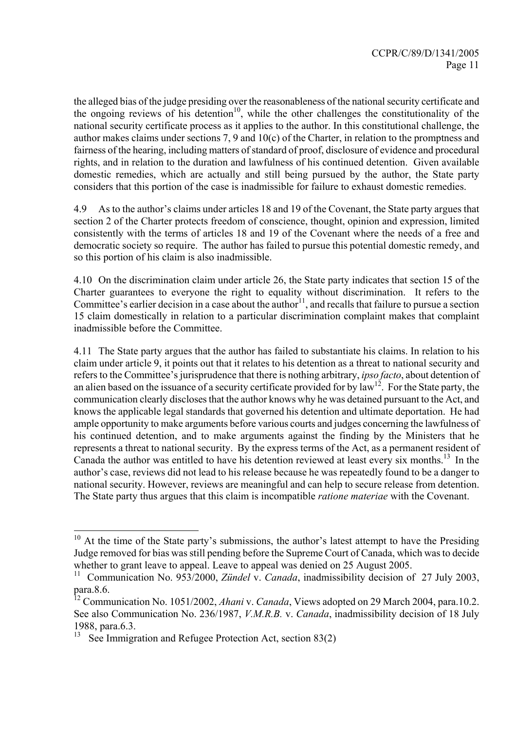the alleged bias of the judge presiding over the reasonableness of the national security certificate and the ongoing reviews of his detention[10], while the other challenges the constitutionality of the national security certificate process as it applies to the author. In this constitutional challenge, the author makes claims under sections 7, 9 and 10(c) of the Charter, in relation to the promptness and fairness of the hearing, including matters of standard of proof, disclosure of evidence and procedural rights, and in relation to the duration and lawfulness of his continued detention. Given available domestic remedies, which are actually and still being pursued by the author, the State party considers that this portion of the case is inadmissible for failure to exhaust domestic remedies.

4.9 As to the author's claims under articles 18 and 19 of the Covenant, the State party argues that section 2 of the Charter protects freedom of conscience, thought, opinion and expression, limited consistently with the terms of articles 18 and 19 of the Covenant where the needs of a free and democratic society so require. The author has failed to pursue this potential domestic remedy, and so this portion of his claim is also inadmissible.

4.10 On the discrimination claim under article 26, the State party indicates that section 15 of the Charter guarantees to everyone the right to equality without discrimination. It refers to the Committee's earlier decision in a case about the author[11], and recalls that failure to pursue a section 15 claim domestically in relation to a particular discrimination complaint makes that complaint inadmissible before the Committee.

4.11 The State party argues that the author has failed to substantiate his claims. In relation to his claim under article 9, it points out that it relates to his detention as a threat to national security and refers to the Committee's jurisprudence that there is nothing arbitrary, *ipso facto*, about detention of an alien based on the issuance of a security certificate provided for by law[12]. For the State party, the communication clearly discloses that the author knows why he was detained pursuant to the Act, and knows the applicable legal standards that governed his detention and ultimate deportation. He had ample opportunity to make arguments before various courts and judges concerning the lawfulness of his continued detention, and to make arguments against the finding by the Ministers that he represents a threat to national security. By the express terms of the Act, as a permanent resident of Canada the author was entitled to have his detention reviewed at least every six months.[13] In the author's case, reviews did not lead to his release because he was repeatedly found to be a danger to national security. However, reviews are meaningful and can help to secure release from detention. The State party thus argues that this claim is incompatible *ratione materiae* with the Covenant.

---

[10] At the time of the State party's submissions, the author's latest attempt to have the Presiding Judge removed for bias was still pending before the Supreme Court of Canada, which was to decide whether to grant leave to appeal. Leave to appeal was denied on 25 August 2005.

[11] Communication No. 953/2000, *Zündel* v. *Canada*, inadmissibility decision of 27 July 2003, para.8.6.

[12] Communication No. 1051/2002, *Ahani* v. *Canada*, Views adopted on 29 March 2004, para.10.2. See also Communication No. 236/1987, *V.M.R.B.* v. *Canada*, inadmissibility decision of 18 July 1988, para.6.3.

[13] See Immigration and Refugee Protection Act, section 83(2)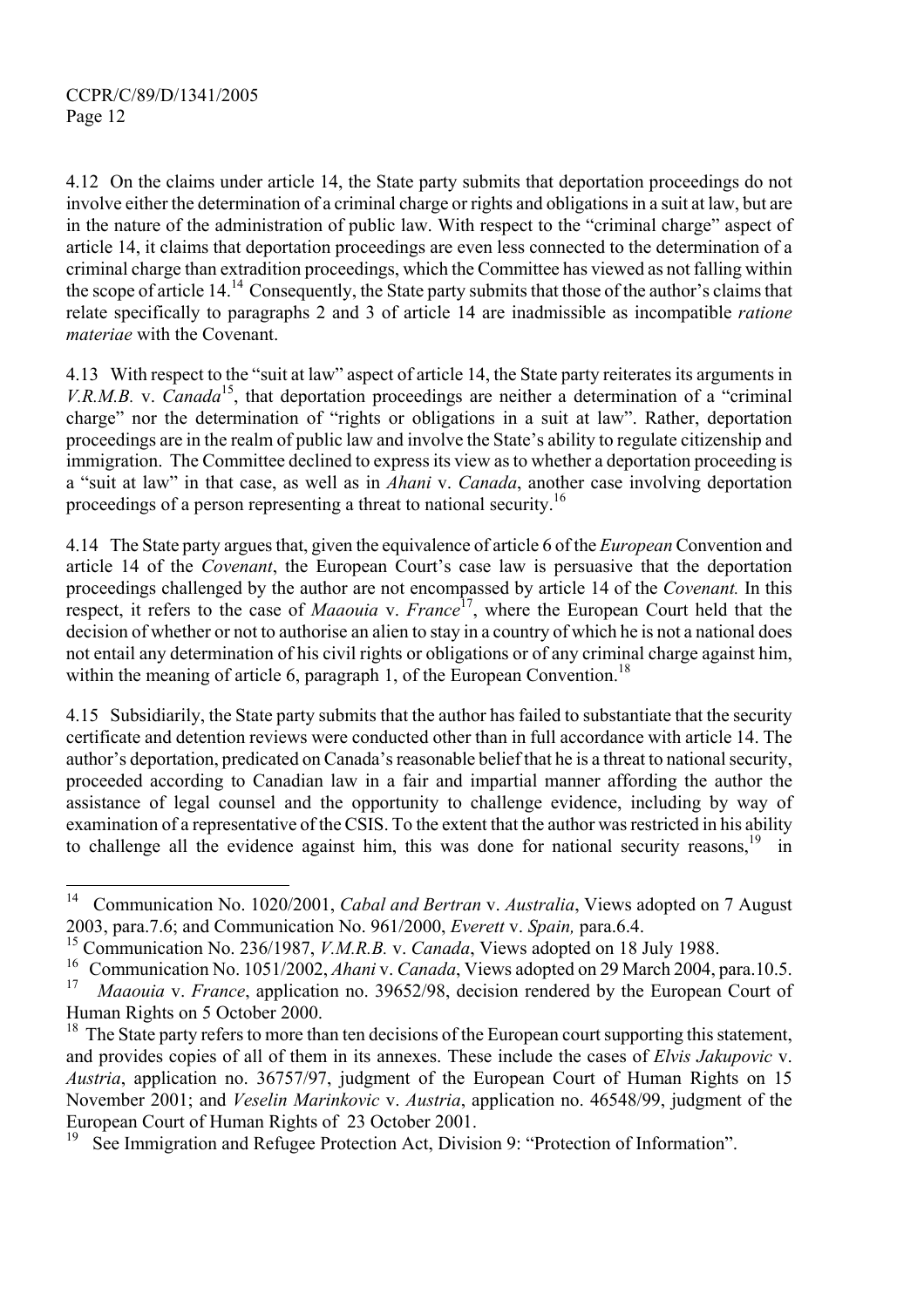4.12 On the claims under article 14, the State party submits that deportation proceedings do not involve either the determination of a criminal charge or rights and obligations in a suit at law, but are in the nature of the administration of public law. With respect to the "criminal charge" aspect of article 14, it claims that deportation proceedings are even less connected to the determination of a criminal charge than extradition proceedings, which the Committee has viewed as not falling within the scope of article 14.[14] Consequently, the State party submits that those of the author's claims that relate specifically to paragraphs 2 and 3 of article 14 are inadmissible as incompatible *ratione materiae* with the Covenant.

4.13 With respect to the "suit at law" aspect of article 14, the State party reiterates its arguments in *V.R.M.B.* v. *Canada*[15], that deportation proceedings are neither a determination of a "criminal charge" nor the determination of "rights or obligations in a suit at law". Rather, deportation proceedings are in the realm of public law and involve the State's ability to regulate citizenship and immigration. The Committee declined to express its view as to whether a deportation proceeding is a "suit at law" in that case, as well as in *Ahani* v. *Canada*, another case involving deportation proceedings of a person representing a threat to national security.[16]

4.14 The State party argues that, given the equivalence of article 6 of the *European* Convention and article 14 of the *Covenant*, the European Court's case law is persuasive that the deportation proceedings challenged by the author are not encompassed by article 14 of the *Covenant.* In this respect, it refers to the case of *Maaouia* v. *France*[17], where the European Court held that the decision of whether or not to authorise an alien to stay in a country of which he is not a national does not entail any determination of his civil rights or obligations or of any criminal charge against him, within the meaning of article 6, paragraph 1, of the European Convention.[18]

4.15 Subsidiarily, the State party submits that the author has failed to substantiate that the security certificate and detention reviews were conducted other than in full accordance with article 14. The author's deportation, predicated on Canada's reasonable belief that he is a threat to national security, proceeded according to Canadian law in a fair and impartial manner affording the author the assistance of legal counsel and the opportunity to challenge evidence, including by way of examination of a representative of the CSIS. To the extent that the author was restricted in his ability to challenge all the evidence against him, this was done for national security reasons,[19] in

---

[14] Communication No. 1020/2001, *Cabal and Bertran* v. *Australia*, Views adopted on 7 August 2003, para.7.6; and Communication No. 961/2000, *Everett* v. *Spain,* para.6.4.

[15] Communication No. 236/1987, *V.M.R.B.* v. *Canada*, Views adopted on 18 July 1988.

[16] Communication No. 1051/2002, *Ahani* v. *Canada*, Views adopted on 29 March 2004, para.10.5.

[17] *Maaouia* v. *France*, application no. 39652/98, decision rendered by the European Court of Human Rights on 5 October 2000.

[18] The State party refers to more than ten decisions of the European court supporting this statement, and provides copies of all of them in its annexes. These include the cases of *Elvis Jakupovic* v. *Austria*, application no. 36757/97, judgment of the European Court of Human Rights on 15 November 2001; and *Veselin Marinkovic* v. *Austria*, application no. 46548/99, judgment of the European Court of Human Rights of 23 October 2001.

[19] See Immigration and Refugee Protection Act, Division 9: "Protection of Information".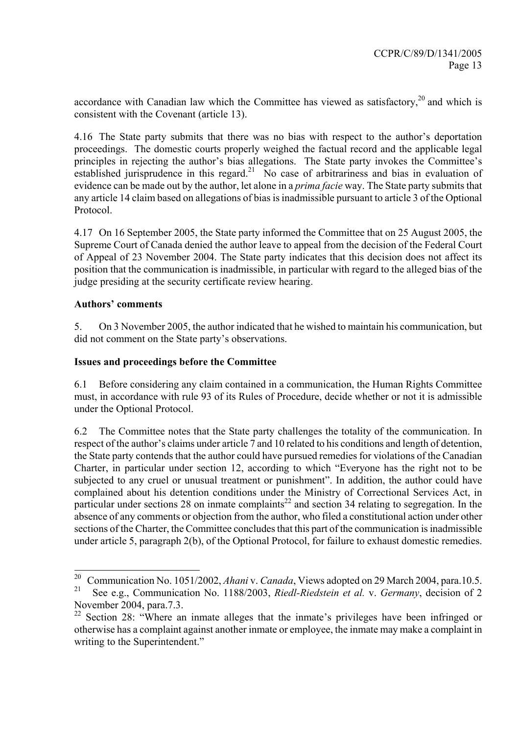accordance with Canadian law which the Committee has viewed as satisfactory,[20] and which is consistent with the Covenant (article 13).

4.16 The State party submits that there was no bias with respect to the author's deportation proceedings. The domestic courts properly weighed the factual record and the applicable legal principles in rejecting the author's bias allegations. The State party invokes the Committee's established jurisprudence in this regard.[21] No case of arbitrariness and bias in evaluation of evidence can be made out by the author, let alone in a *prima facie* way. The State party submits that any article 14 claim based on allegations of bias is inadmissible pursuant to article 3 of the Optional Protocol.

4.17 On 16 September 2005, the State party informed the Committee that on 25 August 2005, the Supreme Court of Canada denied the author leave to appeal from the decision of the Federal Court of Appeal of 23 November 2004. The State party indicates that this decision does not affect its position that the communication is inadmissible, in particular with regard to the alleged bias of the judge presiding at the security certificate review hearing.

**Authors' comments**

5. On 3 November 2005, the author indicated that he wished to maintain his communication, but did not comment on the State party's observations.

**Issues and proceedings before the Committee**

6.1 Before considering any claim contained in a communication, the Human Rights Committee must, in accordance with rule 93 of its Rules of Procedure, decide whether or not it is admissible under the Optional Protocol.

6.2 The Committee notes that the State party challenges the totality of the communication. In respect of the author's claims under article 7 and 10 related to his conditions and length of detention, the State party contends that the author could have pursued remedies for violations of the Canadian Charter, in particular under section 12, according to which "Everyone has the right not to be subjected to any cruel or unusual treatment or punishment". In addition, the author could have complained about his detention conditions under the Ministry of Correctional Services Act, in particular under sections 28 on inmate complaints[22] and section 34 relating to segregation. In the absence of any comments or objection from the author, who filed a constitutional action under other sections of the Charter, the Committee concludes that this part of the communication is inadmissible under article 5, paragraph 2(b), of the Optional Protocol, for failure to exhaust domestic remedies.

---

[20] Communication No. 1051/2002, *Ahani* v. *Canada*, Views adopted on 29 March 2004, para.10.5.

[21] See e.g., Communication No. 1188/2003, *Riedl-Riedstein et al.* v. *Germany*, decision of 2 November 2004, para.7.3.

[22] Section 28: "Where an inmate alleges that the inmate's privileges have been infringed or otherwise has a complaint against another inmate or employee, the inmate may make a complaint in writing to the Superintendent."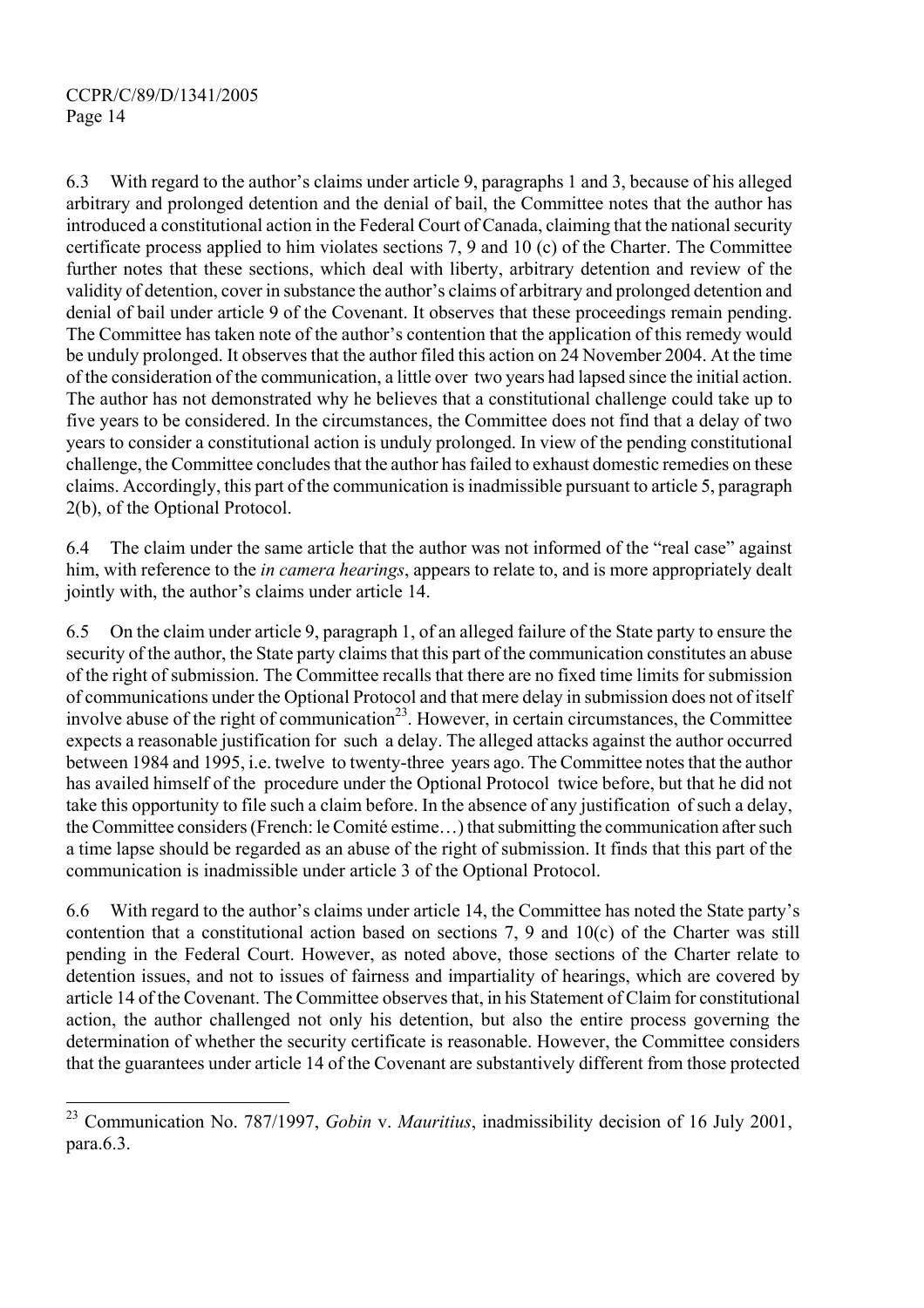6.3 With regard to the author's claims under article 9, paragraphs 1 and 3, because of his alleged arbitrary and prolonged detention and the denial of bail, the Committee notes that the author has introduced a constitutional action in the Federal Court of Canada, claiming that the national security certificate process applied to him violates sections 7, 9 and 10 (c) of the Charter. The Committee further notes that these sections, which deal with liberty, arbitrary detention and review of the validity of detention, cover in substance the author's claims of arbitrary and prolonged detention and denial of bail under article 9 of the Covenant. It observes that these proceedings remain pending. The Committee has taken note of the author's contention that the application of this remedy would be unduly prolonged. It observes that the author filed this action on 24 November 2004. At the time of the consideration of the communication, a little over two years had lapsed since the initial action. The author has not demonstrated why he believes that a constitutional challenge could take up to five years to be considered. In the circumstances, the Committee does not find that a delay of two years to consider a constitutional action is unduly prolonged. In view of the pending constitutional challenge, the Committee concludes that the author has failed to exhaust domestic remedies on these claims. Accordingly, this part of the communication is inadmissible pursuant to article 5, paragraph 2(b), of the Optional Protocol.

6.4 The claim under the same article that the author was not informed of the "real case" against him, with reference to the *in camera hearings*, appears to relate to, and is more appropriately dealt jointly with, the author's claims under article 14.

6.5 On the claim under article 9, paragraph 1, of an alleged failure of the State party to ensure the security of the author, the State party claims that this part of the communication constitutes an abuse of the right of submission. The Committee recalls that there are no fixed time limits for submission of communications under the Optional Protocol and that mere delay in submission does not of itself involve abuse of the right of communication[23]. However, in certain circumstances, the Committee expects a reasonable justification for such a delay. The alleged attacks against the author occurred between 1984 and 1995, i.e. twelve to twenty-three years ago. The Committee notes that the author has availed himself of the procedure under the Optional Protocol twice before, but that he did not take this opportunity to file such a claim before. In the absence of any justification of such a delay, the Committee considers (French: le Comité estime…) that submitting the communication after such a time lapse should be regarded as an abuse of the right of submission. It finds that this part of the communication is inadmissible under article 3 of the Optional Protocol.

6.6 With regard to the author's claims under article 14, the Committee has noted the State party's contention that a constitutional action based on sections 7, 9 and 10(c) of the Charter was still pending in the Federal Court. However, as noted above, those sections of the Charter relate to detention issues, and not to issues of fairness and impartiality of hearings, which are covered by article 14 of the Covenant. The Committee observes that, in his Statement of Claim for constitutional action, the author challenged not only his detention, but also the entire process governing the determination of whether the security certificate is reasonable. However, the Committee considers that the guarantees under article 14 of the Covenant are substantively different from those protected

---

[23] Communication No. 787/1997, *Gobin* v. *Mauritius*, inadmissibility decision of 16 July 2001, para.6.3.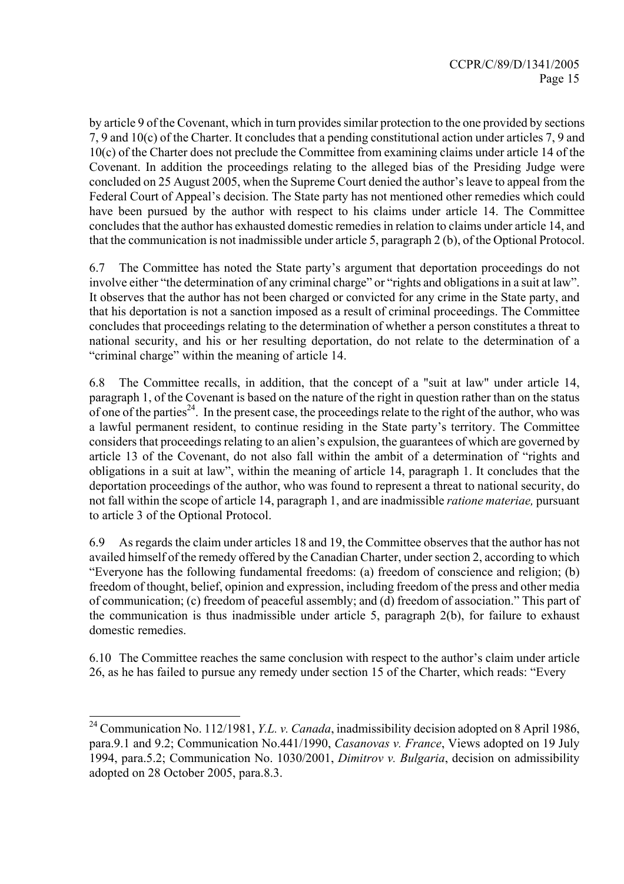by article 9 of the Covenant, which in turn provides similar protection to the one provided by sections 7, 9 and 10(c) of the Charter. It concludes that a pending constitutional action under articles 7, 9 and 10(c) of the Charter does not preclude the Committee from examining claims under article 14 of the Covenant. In addition the proceedings relating to the alleged bias of the Presiding Judge were concluded on 25 August 2005, when the Supreme Court denied the author's leave to appeal from the Federal Court of Appeal's decision. The State party has not mentioned other remedies which could have been pursued by the author with respect to his claims under article 14. The Committee concludes that the author has exhausted domestic remedies in relation to claims under article 14, and that the communication is not inadmissible under article 5, paragraph 2 (b), of the Optional Protocol.

6.7 The Committee has noted the State party's argument that deportation proceedings do not involve either "the determination of any criminal charge" or "rights and obligations in a suit at law". It observes that the author has not been charged or convicted for any crime in the State party, and that his deportation is not a sanction imposed as a result of criminal proceedings. The Committee concludes that proceedings relating to the determination of whether a person constitutes a threat to national security, and his or her resulting deportation, do not relate to the determination of a "criminal charge" within the meaning of article 14.

6.8 The Committee recalls, in addition, that the concept of a "suit at law" under article 14, paragraph 1, of the Covenant is based on the nature of the right in question rather than on the status of one of the parties[24]. In the present case, the proceedings relate to the right of the author, who was a lawful permanent resident, to continue residing in the State party's territory. The Committee considers that proceedings relating to an alien's expulsion, the guarantees of which are governed by article 13 of the Covenant, do not also fall within the ambit of a determination of "rights and obligations in a suit at law", within the meaning of article 14, paragraph 1. It concludes that the deportation proceedings of the author, who was found to represent a threat to national security, do not fall within the scope of article 14, paragraph 1, and are inadmissible *ratione materiae,* pursuant to article 3 of the Optional Protocol.

6.9 As regards the claim under articles 18 and 19, the Committee observes that the author has not availed himself of the remedy offered by the Canadian Charter, under section 2, according to which "Everyone has the following fundamental freedoms: (a) freedom of conscience and religion; (b) freedom of thought, belief, opinion and expression, including freedom of the press and other media of communication; (c) freedom of peaceful assembly; and (d) freedom of association." This part of the communication is thus inadmissible under article 5, paragraph 2(b), for failure to exhaust domestic remedies.

6.10 The Committee reaches the same conclusion with respect to the author's claim under article 26, as he has failed to pursue any remedy under section 15 of the Charter, which reads: "Every

---

[24] Communication No. 112/1981, *Y.L. v. Canada*, inadmissibility decision adopted on 8 April 1986, para.9.1 and 9.2; Communication No.441/1990, *Casanovas v. France*, Views adopted on 19 July 1994, para.5.2; Communication No. 1030/2001, *Dimitrov v. Bulgaria*, decision on admissibility adopted on 28 October 2005, para.8.3.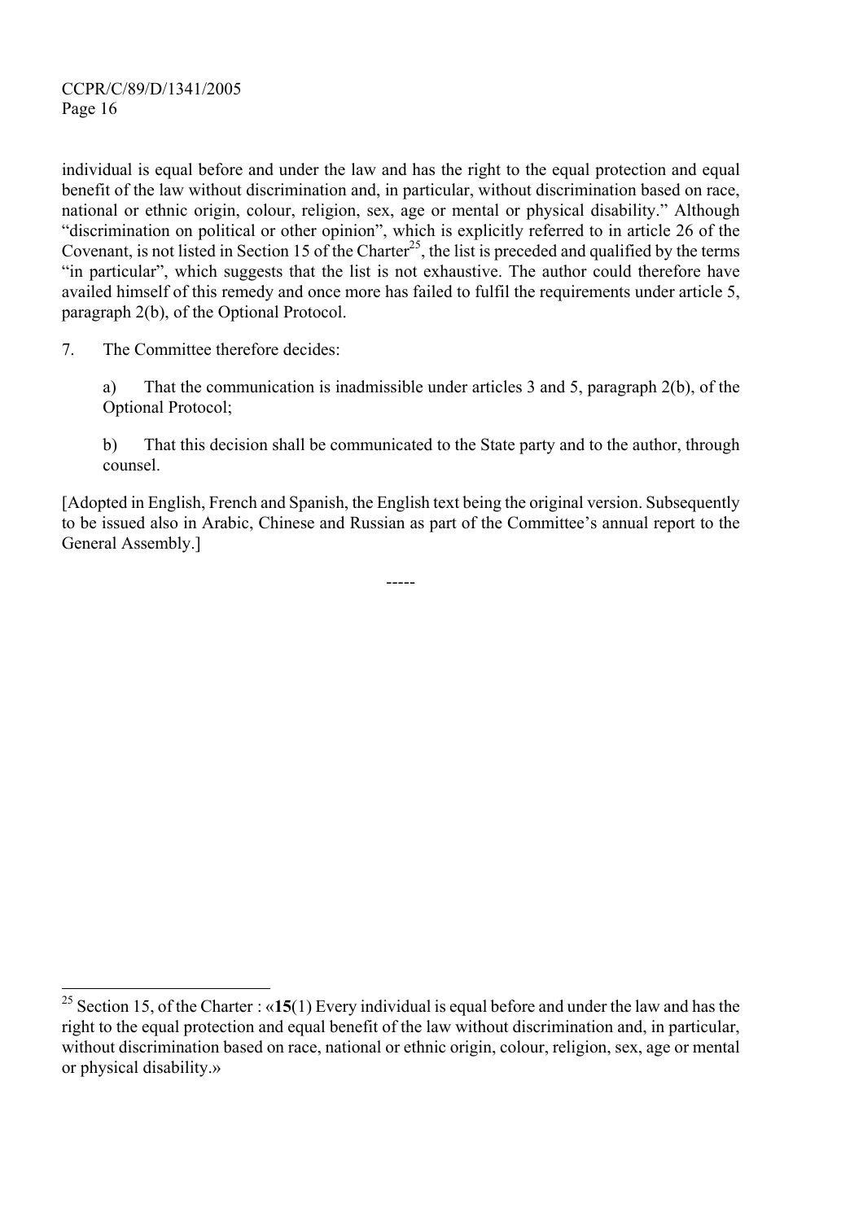individual is equal before and under the law and has the right to the equal protection and equal benefit of the law without discrimination and, in particular, without discrimination based on race, national or ethnic origin, colour, religion, sex, age or mental or physical disability." Although "discrimination on political or other opinion", which is explicitly referred to in article 26 of the Covenant, is not listed in Section 15 of the Charter[25], the list is preceded and qualified by the terms "in particular", which suggests that the list is not exhaustive. The author could therefore have availed himself of this remedy and once more has failed to fulfil the requirements under article 5, paragraph 2(b), of the Optional Protocol.

7. The Committee therefore decides:

a) That the communication is inadmissible under articles 3 and 5, paragraph 2(b), of the Optional Protocol;

b) That this decision shall be communicated to the State party and to the author, through counsel.

[Adopted in English, French and Spanish, the English text being the original version. Subsequently to be issued also in Arabic, Chinese and Russian as part of the Committee's annual report to the General Assembly.]

-----

[25] Section 15, of the Charter : «**15**(1) Every individual is equal before and under the law and has the right to the equal protection and equal benefit of the law without discrimination and, in particular, without discrimination based on race, national or ethnic origin, colour, religion, sex, age or mental or physical disability.»